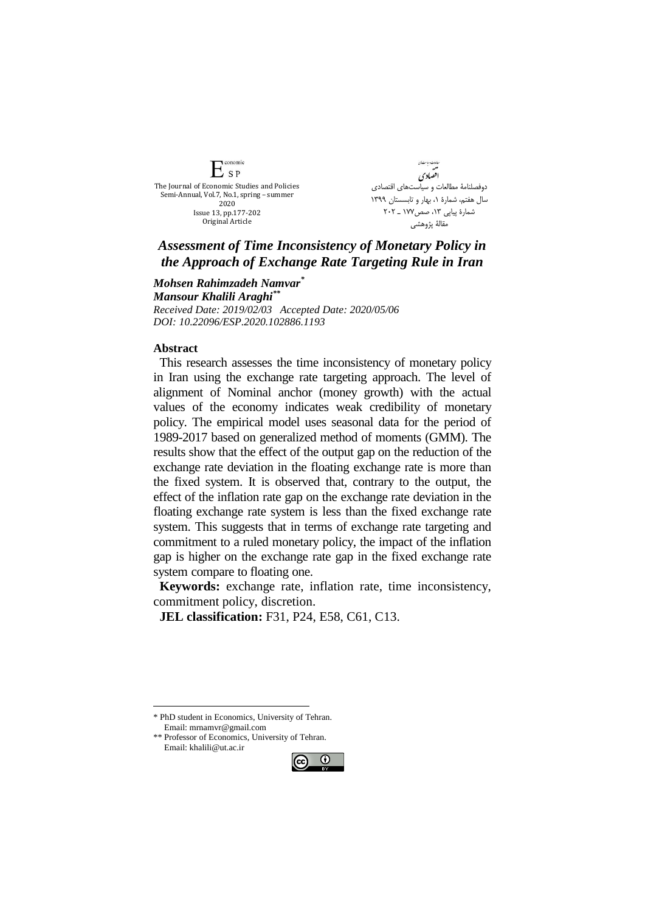# Assessment of Time Inconsistency of Monetary Policy in the Approach of Exchange Rate Targeting Rule in Iran

***Mohsen Rahimzadeh Namvar*** [*]
***Mansour Khalili Araghi*** [**]

*Received Date: 2019/02/03 Accepted Date: 2020/05/06*
*DOI: 10.22096/ESP.2020.102886.1193*

## Abstract

This research assesses the time inconsistency of monetary policy in Iran using the exchange rate targeting approach. The level of alignment of Nominal anchor (money growth) with the actual values of the economy indicates weak credibility of monetary policy. The empirical model uses seasonal data for the period of 1989-2017 based on generalized method of moments (GMM). The results show that the effect of the output gap on the reduction of the exchange rate deviation in the floating exchange rate is more than the fixed system. It is observed that, contrary to the output, the effect of the inflation rate gap on the exchange rate deviation in the floating exchange rate system is less than the fixed exchange rate system. This suggests that in terms of exchange rate targeting and commitment to a ruled monetary policy, the impact of the inflation gap is higher on the exchange rate gap in the fixed exchange rate system compare to floating one.

**Keywords:** exchange rate, inflation rate, time inconsistency, commitment policy, discretion.

**JEL classification:** F31, P24, E58, C61, C13.

---

* PhD student in Economics, University of Tehran. Email: mrnamvr@gmail.com

** Professor of Economics, University of Tehran. Email: khalili@ut.ac.ir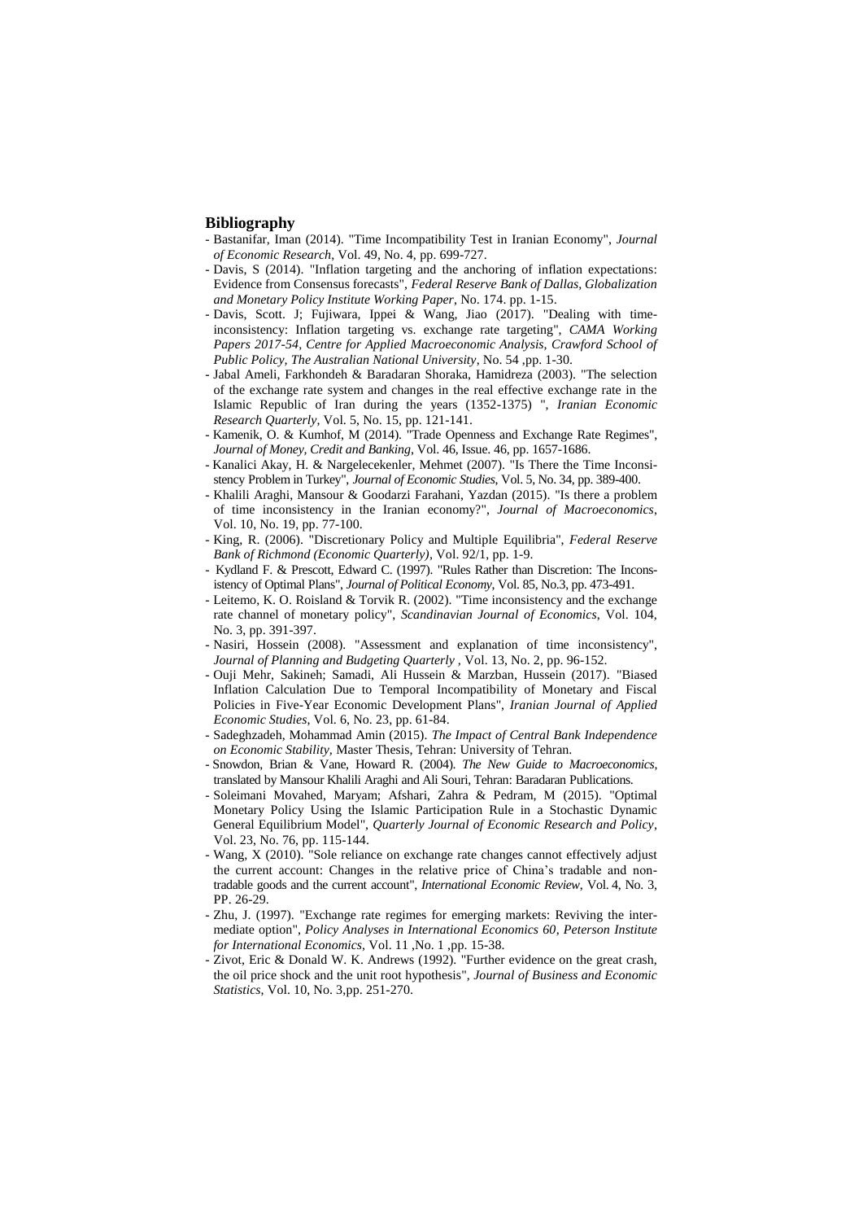## Bibliography

- Bastanifar, Iman (2014). "Time Incompatibility Test in Iranian Economy", *Journal of Economic Research*, Vol. 49, No. 4, pp. 699-727.
- Davis, S (2014). "Inflation targeting and the anchoring of inflation expectations: Evidence from Consensus forecasts", *Federal Reserve Bank of Dallas, Globalization and Monetary Policy Institute Working Paper*, No. 174. pp. 1-15.
- Davis, Scott. J; Fujiwara, Ippei & Wang, Jiao (2017). "Dealing with time-inconsistency: Inflation targeting vs. exchange rate targeting", *CAMA Working Papers 2017-54, Centre for Applied Macroeconomic Analysis, Crawford School of Public Policy, The Australian National University*, No. 54 ,pp. 1-30.
- Jabal Ameli, Farkhondeh & Baradaran Shoraka, Hamidreza (2003). "The selection of the exchange rate system and changes in the real effective exchange rate in the Islamic Republic of Iran during the years (1352-1375) ", *Iranian Economic Research Quarterly*, Vol. 5, No. 15, pp. 121-141.
- Kamenik, O. & Kumhof, M (2014). "Trade Openness and Exchange Rate Regimes", *Journal of Money, Credit and Banking*, Vol. 46, Issue. 46, pp. 1657-1686.
- Kanalici Akay, H. & Nargelecekenler, Mehmet (2007). "Is There the Time Inconsistency Problem in Turkey", *Journal of Economic Studies*, Vol. 5, No. 34, pp. 389-400.
- Khalili Araghi, Mansour & Goodarzi Farahani, Yazdan (2015). "Is there a problem of time inconsistency in the Iranian economy?", *Journal of Macroeconomics*, Vol. 10, No. 19, pp. 77-100.
- King, R. (2006). "Discretionary Policy and Multiple Equilibria", *Federal Reserve Bank of Richmond (Economic Quarterly)*, Vol. 92/1, pp. 1-9.
- Kydland F. & Prescott, Edward C. (1997). "Rules Rather than Discretion: The Inconsistency of Optimal Plans", *Journal of Political Economy*, Vol. 85, No.3, pp. 473-491.
- Leitemo, K. O. Roisland & Torvik R. (2002). "Time inconsistency and the exchange rate channel of monetary policy", *Scandinavian Journal of Economics*, Vol. 104, No. 3, pp. 391-397.
- Nasiri, Hossein (2008). "Assessment and explanation of time inconsistency", *Journal of Planning and Budgeting Quarterly* , Vol. 13, No. 2, pp. 96-152.
- Ouji Mehr, Sakineh; Samadi, Ali Hussein & Marzban, Hussein (2017). "Biased Inflation Calculation Due to Temporal Incompatibility of Monetary and Fiscal Policies in Five-Year Economic Development Plans", *Iranian Journal of Applied Economic Studies*, Vol. 6, No. 23, pp. 61-84.
- Sadeghzadeh, Mohammad Amin (2015). *The Impact of Central Bank Independence on Economic Stability*, Master Thesis, Tehran: University of Tehran.
- Snowdon, Brian & Vane, Howard R. (2004). *The New Guide to Macroeconomics*, translated by Mansour Khalili Araghi and Ali Souri, Tehran: Baradaran Publications.
- Soleimani Movahed, Maryam; Afshari, Zahra & Pedram, M (2015). "Optimal Monetary Policy Using the Islamic Participation Rule in a Stochastic Dynamic General Equilibrium Model", *Quarterly Journal of Economic Research and Policy*, Vol. 23, No. 76, pp. 115-144.
- Wang, X (2010). "Sole reliance on exchange rate changes cannot effectively adjust the current account: Changes in the relative price of China's tradable and non-tradable goods and the current account", *International Economic Review*, Vol. 4, No. 3, PP. 26-29.
- Zhu, J. (1997). "Exchange rate regimes for emerging markets: Reviving the intermediate option", *Policy Analyses in International Economics 60, Peterson Institute for International Economics*, Vol. 11 ,No. 1 ,pp. 15-38.
- Zivot, Eric & Donald W. K. Andrews (1992). "Further evidence on the great crash, the oil price shock and the unit root hypothesis", *Journal of Business and Economic Statistics*, Vol. 10, No. 3,pp. 251-270.